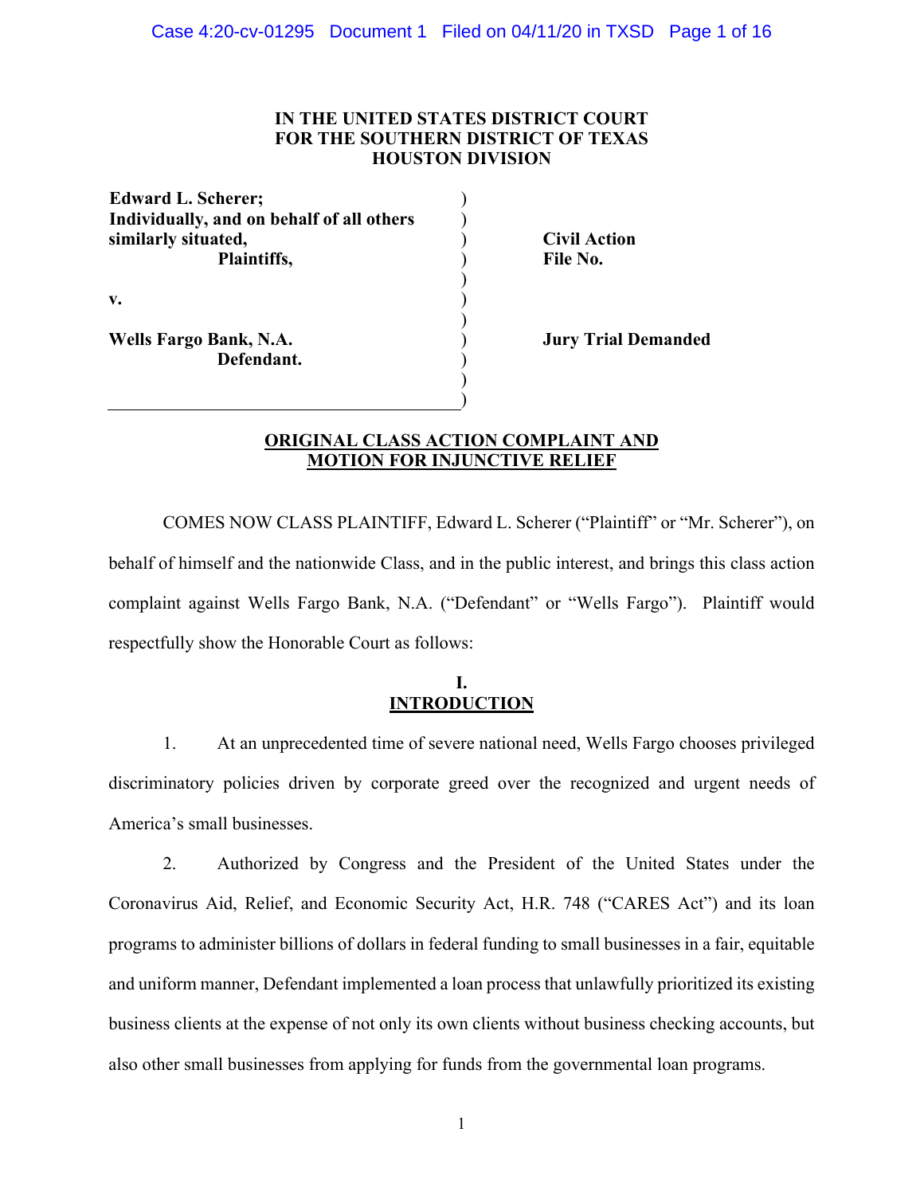**IN THE UNITED STATES DISTRICT COURT**
**FOR THE SOUTHERN DISTRICT OF TEXAS**
**HOUSTON DIVISION**

| | | |
|---|---|---|
| **Edward L. Scherer;** | ) | |
| **Individually, and on behalf of all others** | ) | |
| **similarly situated,** | ) | **Civil Action** |
| **Plaintiffs,** | ) | **File No.** |
| | ) | |
| **v.** | ) | |
| | ) | |
| **Wells Fargo Bank, N.A.** | ) | **Jury Trial Demanded** |
| **Defendant.** | ) | |
| | ) | |
| | ) | |

## ORIGINAL CLASS ACTION COMPLAINT AND MOTION FOR INJUNCTIVE RELIEF

COMES NOW CLASS PLAINTIFF, Edward L. Scherer ("Plaintiff" or "Mr. Scherer"), on behalf of himself and the nationwide Class, and in the public interest, and brings this class action complaint against Wells Fargo Bank, N.A. ("Defendant" or "Wells Fargo"). Plaintiff would respectfully show the Honorable Court as follows:

## I. INTRODUCTION

1. At an unprecedented time of severe national need, Wells Fargo chooses privileged discriminatory policies driven by corporate greed over the recognized and urgent needs of America's small businesses.

2. Authorized by Congress and the President of the United States under the Coronavirus Aid, Relief, and Economic Security Act, H.R. 748 ("CARES Act") and its loan programs to administer billions of dollars in federal funding to small businesses in a fair, equitable and uniform manner, Defendant implemented a loan process that unlawfully prioritized its existing business clients at the expense of not only its own clients without business checking accounts, but also other small businesses from applying for funds from the governmental loan programs.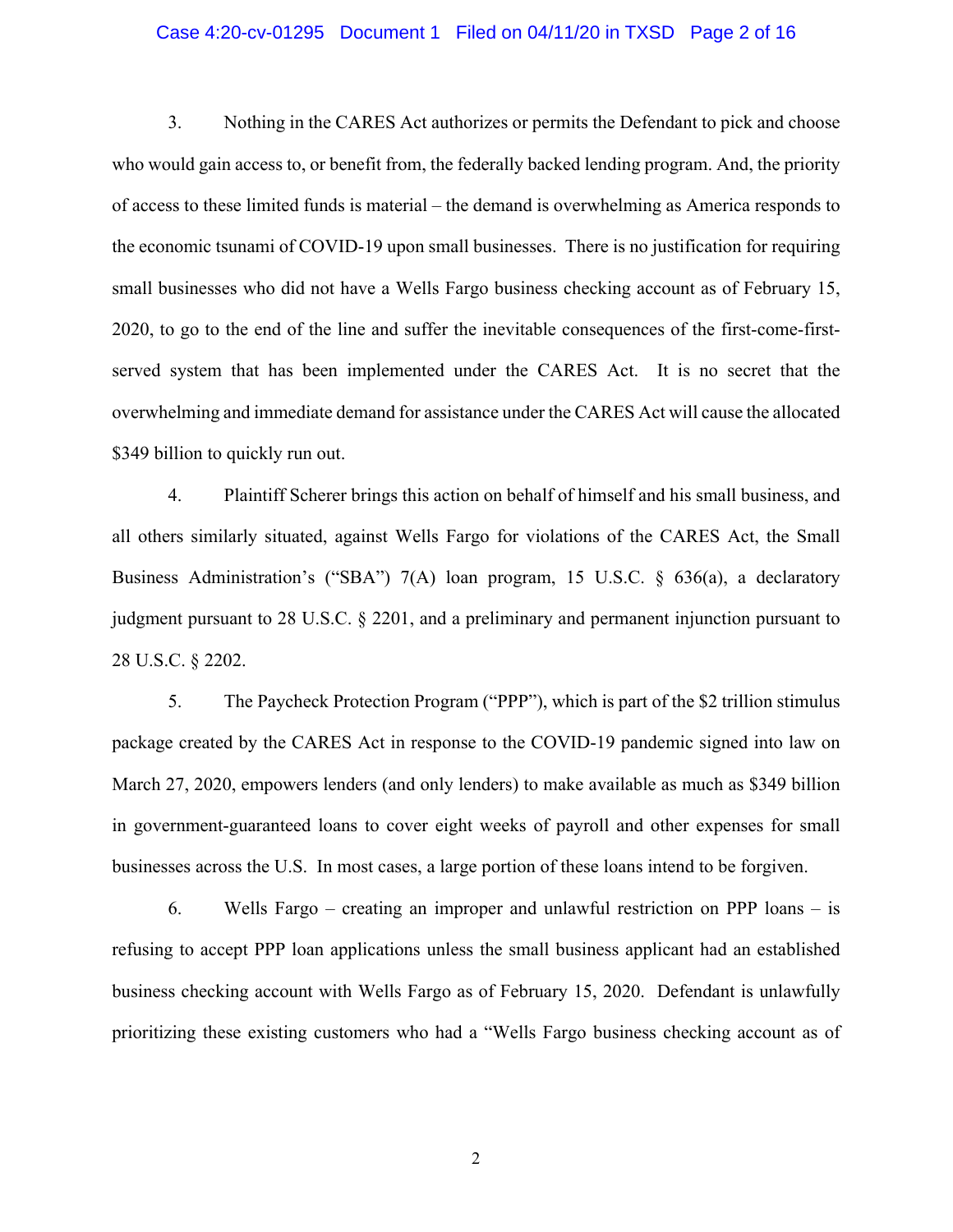3. Nothing in the CARES Act authorizes or permits the Defendant to pick and choose who would gain access to, or benefit from, the federally backed lending program. And, the priority of access to these limited funds is material – the demand is overwhelming as America responds to the economic tsunami of COVID-19 upon small businesses. There is no justification for requiring small businesses who did not have a Wells Fargo business checking account as of February 15, 2020, to go to the end of the line and suffer the inevitable consequences of the first-come-first-served system that has been implemented under the CARES Act. It is no secret that the overwhelming and immediate demand for assistance under the CARES Act will cause the allocated $349 billion to quickly run out.

4. Plaintiff Scherer brings this action on behalf of himself and his small business, and all others similarly situated, against Wells Fargo for violations of the CARES Act, the Small Business Administration's ("SBA") 7(A) loan program, 15 U.S.C. § 636(a), a declaratory judgment pursuant to 28 U.S.C. § 2201, and a preliminary and permanent injunction pursuant to 28 U.S.C. § 2202.

5. The Paycheck Protection Program ("PPP"), which is part of the $2 trillion stimulus package created by the CARES Act in response to the COVID-19 pandemic signed into law on March 27, 2020, empowers lenders (and only lenders) to make available as much as $349 billion in government-guaranteed loans to cover eight weeks of payroll and other expenses for small businesses across the U.S. In most cases, a large portion of these loans intend to be forgiven.

6. Wells Fargo – creating an improper and unlawful restriction on PPP loans – is refusing to accept PPP loan applications unless the small business applicant had an established business checking account with Wells Fargo as of February 15, 2020. Defendant is unlawfully prioritizing these existing customers who had a "Wells Fargo business checking account as of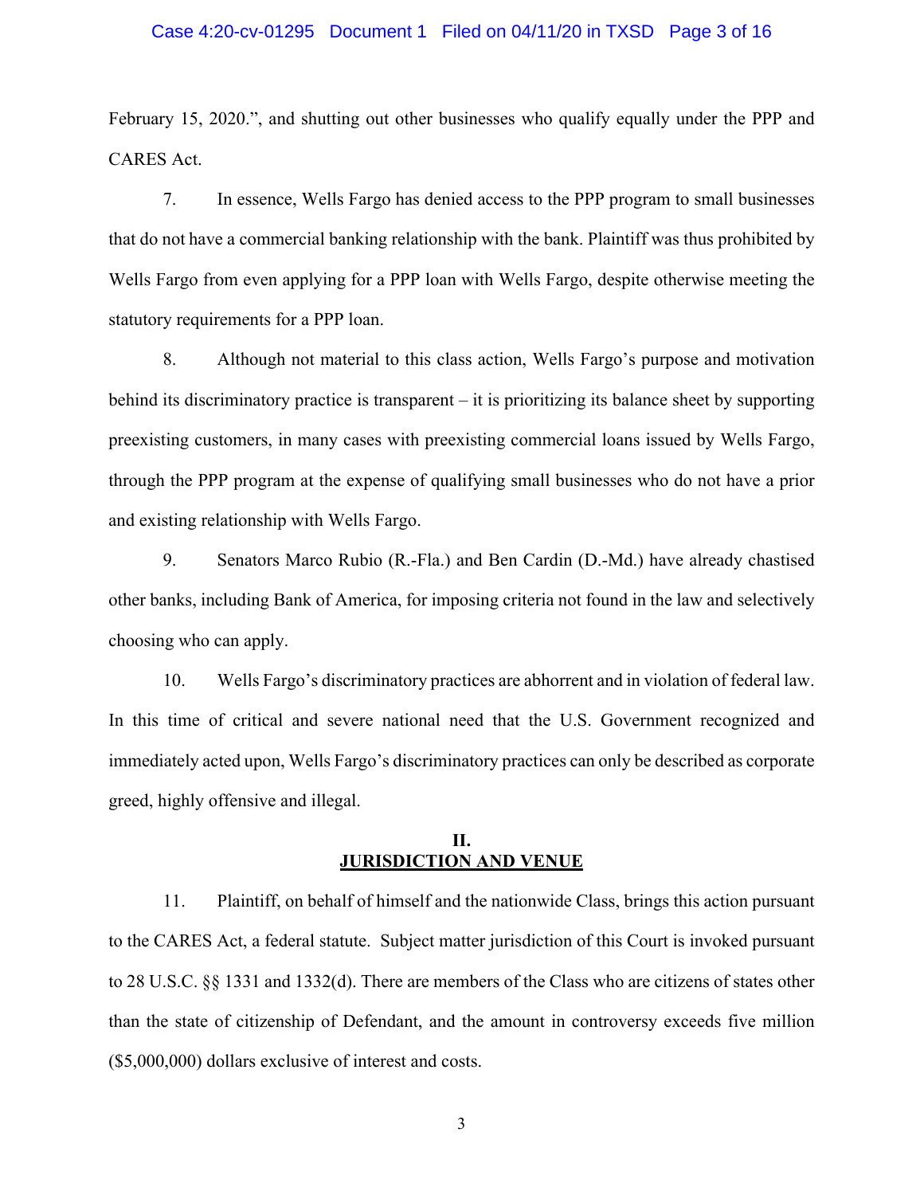February 15, 2020.", and shutting out other businesses who qualify equally under the PPP and CARES Act.

7. In essence, Wells Fargo has denied access to the PPP program to small businesses that do not have a commercial banking relationship with the bank. Plaintiff was thus prohibited by Wells Fargo from even applying for a PPP loan with Wells Fargo, despite otherwise meeting the statutory requirements for a PPP loan.

8. Although not material to this class action, Wells Fargo's purpose and motivation behind its discriminatory practice is transparent – it is prioritizing its balance sheet by supporting preexisting customers, in many cases with preexisting commercial loans issued by Wells Fargo, through the PPP program at the expense of qualifying small businesses who do not have a prior and existing relationship with Wells Fargo.

9. Senators Marco Rubio (R.-Fla.) and Ben Cardin (D.-Md.) have already chastised other banks, including Bank of America, for imposing criteria not found in the law and selectively choosing who can apply.

10. Wells Fargo's discriminatory practices are abhorrent and in violation of federal law. In this time of critical and severe national need that the U.S. Government recognized and immediately acted upon, Wells Fargo's discriminatory practices can only be described as corporate greed, highly offensive and illegal.

## II. JURISDICTION AND VENUE

11. Plaintiff, on behalf of himself and the nationwide Class, brings this action pursuant to the CARES Act, a federal statute. Subject matter jurisdiction of this Court is invoked pursuant to 28 U.S.C. §§ 1331 and 1332(d). There are members of the Class who are citizens of states other than the state of citizenship of Defendant, and the amount in controversy exceeds five million ($5,000,000) dollars exclusive of interest and costs.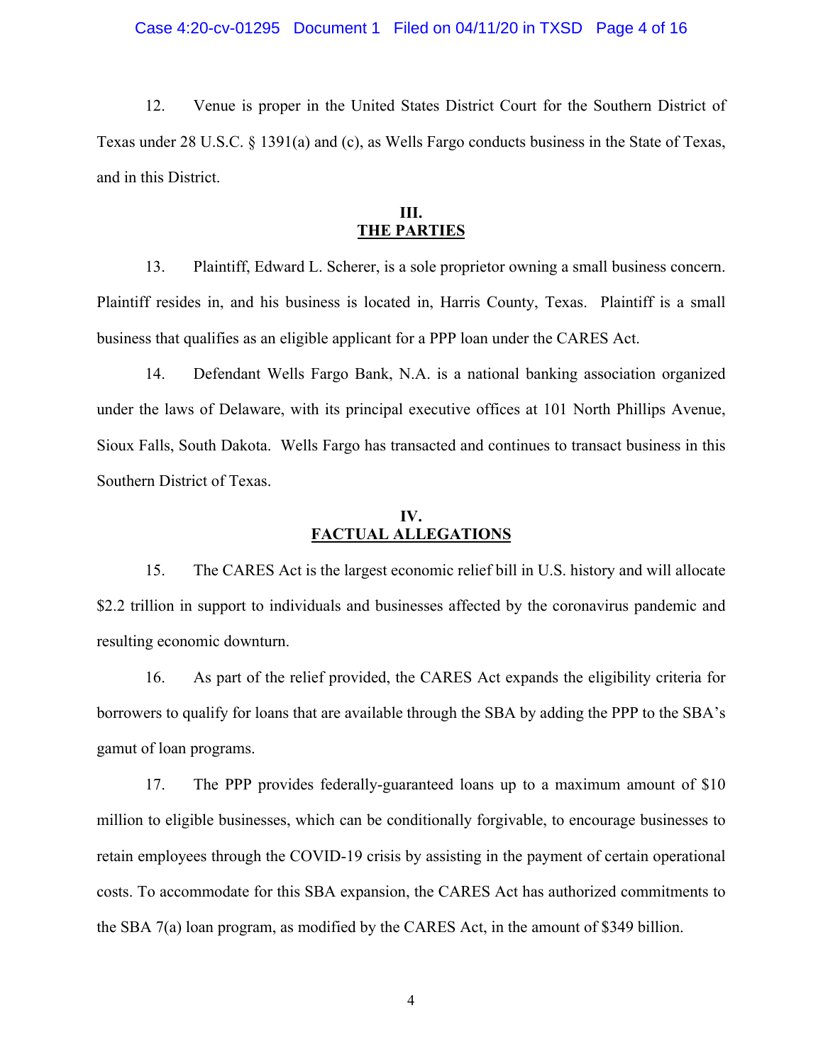12. Venue is proper in the United States District Court for the Southern District of Texas under 28 U.S.C. § 1391(a) and (c), as Wells Fargo conducts business in the State of Texas, and in this District.

## III.
## THE PARTIES

13. Plaintiff, Edward L. Scherer, is a sole proprietor owning a small business concern. Plaintiff resides in, and his business is located in, Harris County, Texas. Plaintiff is a small business that qualifies as an eligible applicant for a PPP loan under the CARES Act.

14. Defendant Wells Fargo Bank, N.A. is a national banking association organized under the laws of Delaware, with its principal executive offices at 101 North Phillips Avenue, Sioux Falls, South Dakota. Wells Fargo has transacted and continues to transact business in this Southern District of Texas.

## IV.
## FACTUAL ALLEGATIONS

15. The CARES Act is the largest economic relief bill in U.S. history and will allocate $2.2 trillion in support to individuals and businesses affected by the coronavirus pandemic and resulting economic downturn.

16. As part of the relief provided, the CARES Act expands the eligibility criteria for borrowers to qualify for loans that are available through the SBA by adding the PPP to the SBA's gamut of loan programs.

17. The PPP provides federally-guaranteed loans up to a maximum amount of $10 million to eligible businesses, which can be conditionally forgivable, to encourage businesses to retain employees through the COVID-19 crisis by assisting in the payment of certain operational costs. To accommodate for this SBA expansion, the CARES Act has authorized commitments to the SBA 7(a) loan program, as modified by the CARES Act, in the amount of $349 billion.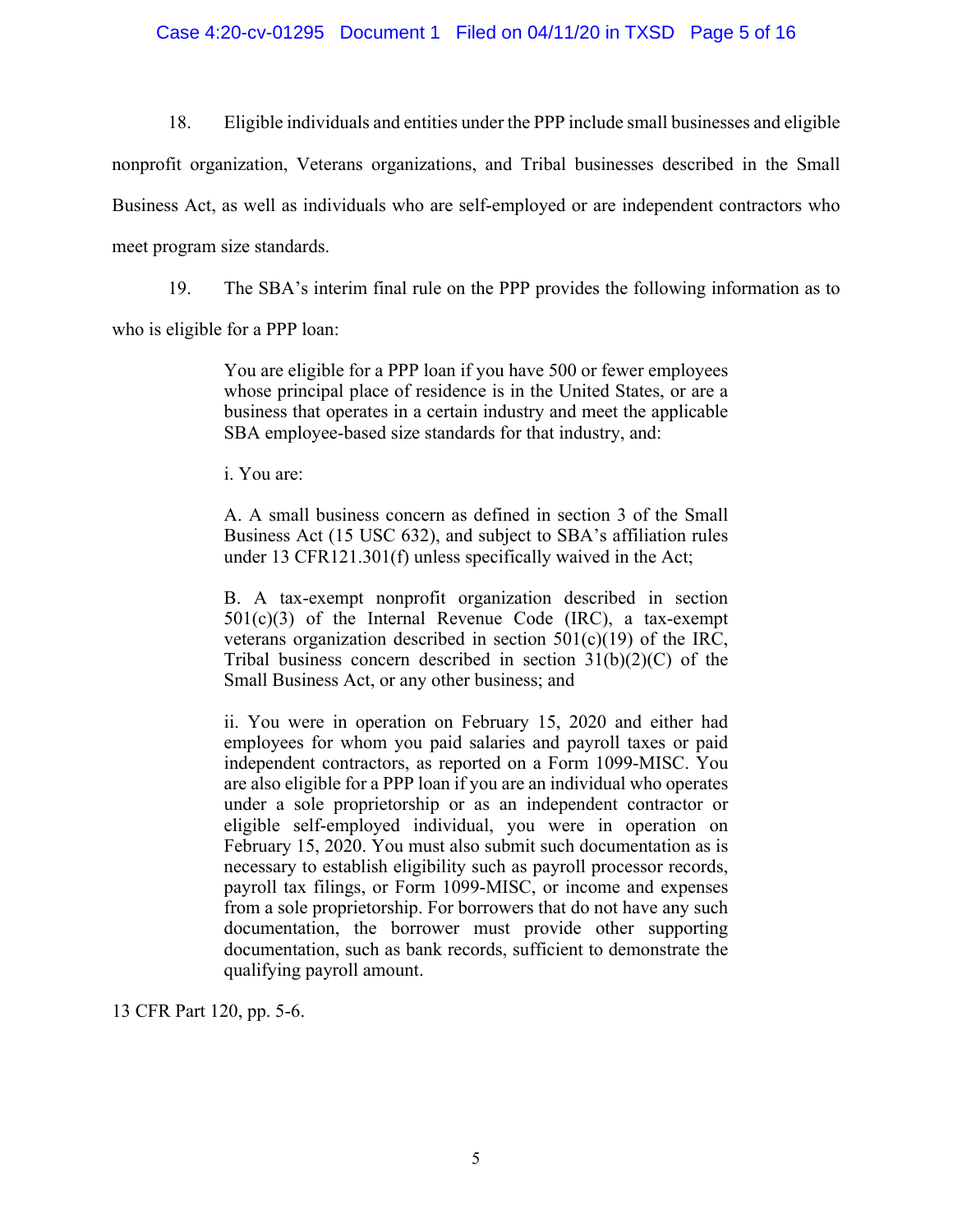18. Eligible individuals and entities under the PPP include small businesses and eligible nonprofit organization, Veterans organizations, and Tribal businesses described in the Small Business Act, as well as individuals who are self-employed or are independent contractors who meet program size standards.

19. The SBA's interim final rule on the PPP provides the following information as to who is eligible for a PPP loan:

> You are eligible for a PPP loan if you have 500 or fewer employees whose principal place of residence is in the United States, or are a business that operates in a certain industry and meet the applicable SBA employee-based size standards for that industry, and:
>
> i. You are:
>
> A. A small business concern as defined in section 3 of the Small Business Act (15 USC 632), and subject to SBA's affiliation rules under 13 CFR121.301(f) unless specifically waived in the Act;
>
> B. A tax-exempt nonprofit organization described in section 501(c)(3) of the Internal Revenue Code (IRC), a tax-exempt veterans organization described in section 501(c)(19) of the IRC, Tribal business concern described in section 31(b)(2)(C) of the Small Business Act, or any other business; and
>
> ii. You were in operation on February 15, 2020 and either had employees for whom you paid salaries and payroll taxes or paid independent contractors, as reported on a Form 1099-MISC. You are also eligible for a PPP loan if you are an individual who operates under a sole proprietorship or as an independent contractor or eligible self-employed individual, you were in operation on February 15, 2020. You must also submit such documentation as is necessary to establish eligibility such as payroll processor records, payroll tax filings, or Form 1099-MISC, or income and expenses from a sole proprietorship. For borrowers that do not have any such documentation, the borrower must provide other supporting documentation, such as bank records, sufficient to demonstrate the qualifying payroll amount.

13 CFR Part 120, pp. 5-6.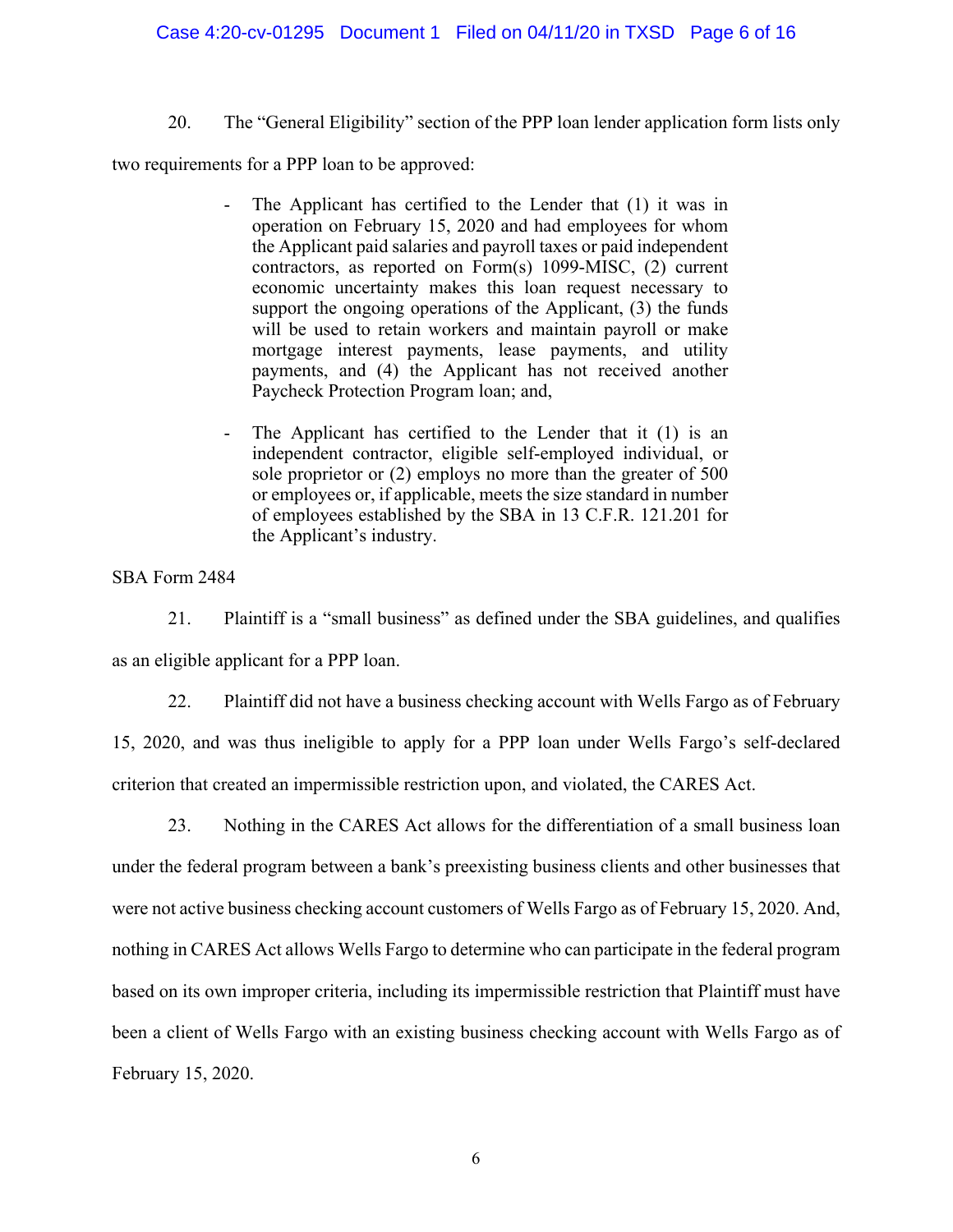20. The "General Eligibility" section of the PPP loan lender application form lists only two requirements for a PPP loan to be approved:

> - The Applicant has certified to the Lender that (1) it was in operation on February 15, 2020 and had employees for whom the Applicant paid salaries and payroll taxes or paid independent contractors, as reported on Form(s) 1099-MISC, (2) current economic uncertainty makes this loan request necessary to support the ongoing operations of the Applicant, (3) the funds will be used to retain workers and maintain payroll or make mortgage interest payments, lease payments, and utility payments, and (4) the Applicant has not received another Paycheck Protection Program loan; and,
>
> - The Applicant has certified to the Lender that it (1) is an independent contractor, eligible self-employed individual, or sole proprietor or (2) employs no more than the greater of 500 or employees or, if applicable, meets the size standard in number of employees established by the SBA in 13 C.F.R. 121.201 for the Applicant's industry.

SBA Form 2484

21. Plaintiff is a "small business" as defined under the SBA guidelines, and qualifies as an eligible applicant for a PPP loan.

22. Plaintiff did not have a business checking account with Wells Fargo as of February 15, 2020, and was thus ineligible to apply for a PPP loan under Wells Fargo's self-declared criterion that created an impermissible restriction upon, and violated, the CARES Act.

23. Nothing in the CARES Act allows for the differentiation of a small business loan under the federal program between a bank's preexisting business clients and other businesses that were not active business checking account customers of Wells Fargo as of February 15, 2020. And, nothing in CARES Act allows Wells Fargo to determine who can participate in the federal program based on its own improper criteria, including its impermissible restriction that Plaintiff must have been a client of Wells Fargo with an existing business checking account with Wells Fargo as of February 15, 2020.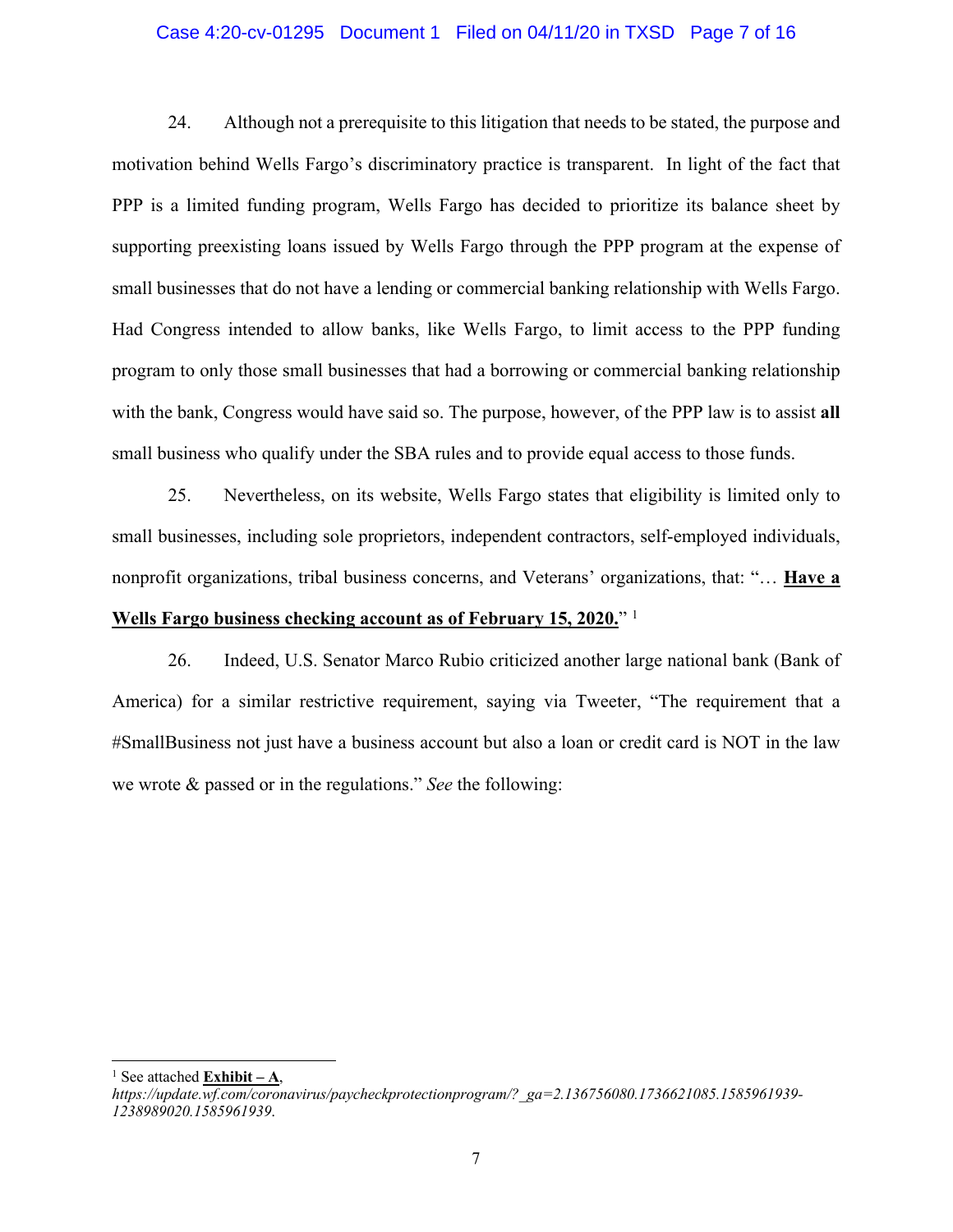24. Although not a prerequisite to this litigation that needs to be stated, the purpose and motivation behind Wells Fargo's discriminatory practice is transparent. In light of the fact that PPP is a limited funding program, Wells Fargo has decided to prioritize its balance sheet by supporting preexisting loans issued by Wells Fargo through the PPP program at the expense of small businesses that do not have a lending or commercial banking relationship with Wells Fargo. Had Congress intended to allow banks, like Wells Fargo, to limit access to the PPP funding program to only those small businesses that had a borrowing or commercial banking relationship with the bank, Congress would have said so. The purpose, however, of the PPP law is to assist **all** small business who qualify under the SBA rules and to provide equal access to those funds.

25. Nevertheless, on its website, Wells Fargo states that eligibility is limited only to small businesses, including sole proprietors, independent contractors, self-employed individuals, nonprofit organizations, tribal business concerns, and Veterans' organizations, that: "… **<u>Have a Wells Fargo business checking account as of February 15, 2020.</u>**" [1]

26. Indeed, U.S. Senator Marco Rubio criticized another large national bank (Bank of America) for a similar restrictive requirement, saying via Tweeter, "The requirement that a #SmallBusiness not just have a business account but also a loan or credit card is NOT in the law we wrote & passed or in the regulations." *See* the following:

---

[1] See attached **<u>Exhibit – A</u>**, *https://update.wf.com/coronavirus/paycheckprotectionprogram/?_ga=2.136756080.1736621085.1585961939-1238989020.1585961939*.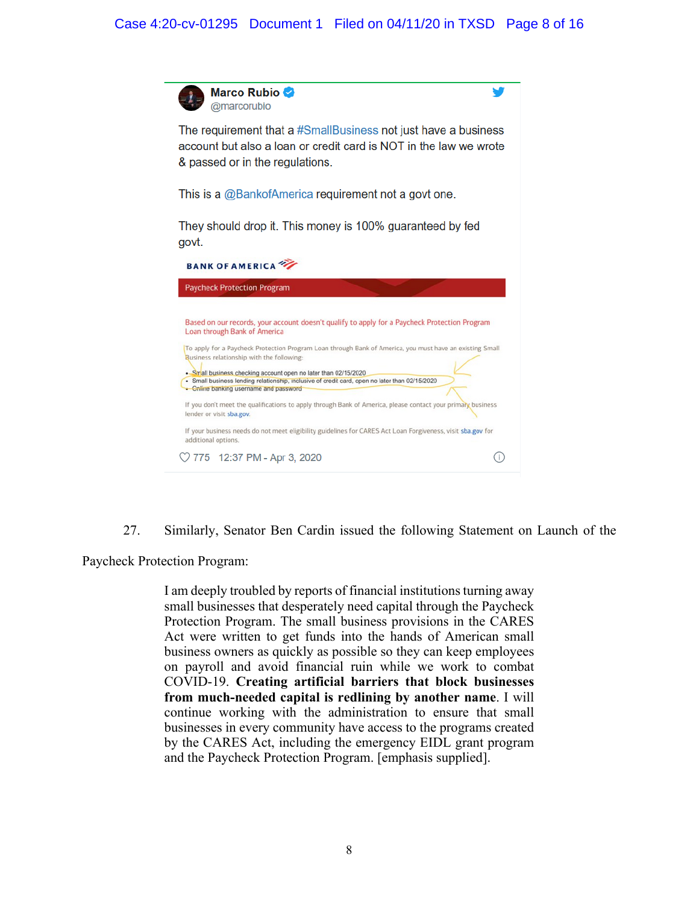Marco Rubio
@marcorubio

The requirement that a #SmallBusiness not just have a business account but also a loan or credit card is NOT in the law we wrote & passed or in the regulations.

This is a @BankofAmerica requirement not a govt one.

They should drop it. This money is 100% guaranteed by fed govt.

BANK OF AMERICA

Paycheck Protection Program

Based on our records, your account doesn't qualify to apply for a Paycheck Protection Program Loan through Bank of America

To apply for a Paycheck Protection Program Loan through Bank of America, you must have an existing Small Business relationship with the following:

- Small business checking account open no later than 02/15/2020
- Small business lending relationship, inclusive of credit card, open no later than 02/15/2020
- Online banking username and password

If you don't meet the qualifications to apply through Bank of America, please contact your primary business lender or visit sba.gov.

If your business needs do not meet eligibility guidelines for CARES Act Loan Forgiveness, visit sba.gov for additional options.

775 12:37 PM - Apr 3, 2020

27. Similarly, Senator Ben Cardin issued the following Statement on Launch of the Paycheck Protection Program:

> I am deeply troubled by reports of financial institutions turning away small businesses that desperately need capital through the Paycheck Protection Program. The small business provisions in the CARES Act were written to get funds into the hands of American small business owners as quickly as possible so they can keep employees on payroll and avoid financial ruin while we work to combat COVID-19. **Creating artificial barriers that block businesses from much-needed capital is redlining by another name**. I will continue working with the administration to ensure that small businesses in every community have access to the programs created by the CARES Act, including the emergency EIDL grant program and the Paycheck Protection Program. [emphasis supplied].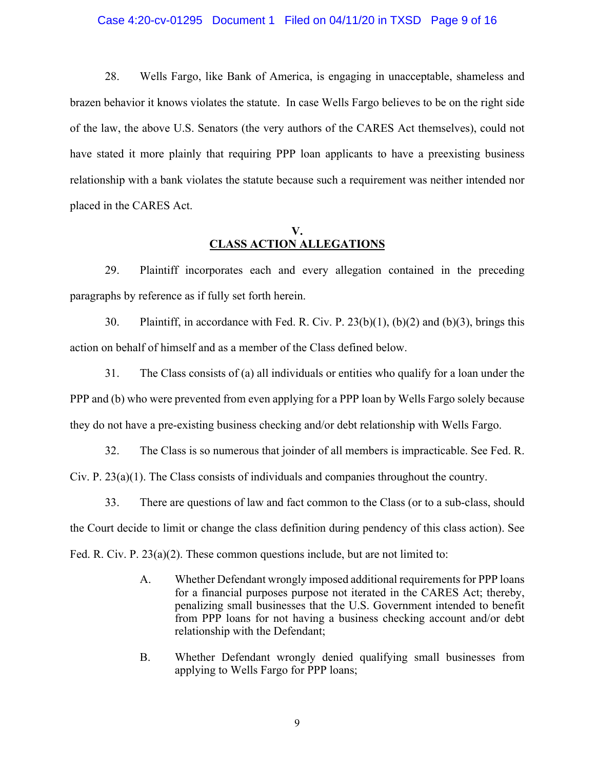28. Wells Fargo, like Bank of America, is engaging in unacceptable, shameless and brazen behavior it knows violates the statute. In case Wells Fargo believes to be on the right side of the law, the above U.S. Senators (the very authors of the CARES Act themselves), could not have stated it more plainly that requiring PPP loan applicants to have a preexisting business relationship with a bank violates the statute because such a requirement was neither intended nor placed in the CARES Act.

## V.
## CLASS ACTION ALLEGATIONS

29. Plaintiff incorporates each and every allegation contained in the preceding paragraphs by reference as if fully set forth herein.

30. Plaintiff, in accordance with Fed. R. Civ. P. 23(b)(1), (b)(2) and (b)(3), brings this action on behalf of himself and as a member of the Class defined below.

31. The Class consists of (a) all individuals or entities who qualify for a loan under the PPP and (b) who were prevented from even applying for a PPP loan by Wells Fargo solely because they do not have a pre-existing business checking and/or debt relationship with Wells Fargo.

32. The Class is so numerous that joinder of all members is impracticable. See Fed. R. Civ. P. 23(a)(1). The Class consists of individuals and companies throughout the country.

33. There are questions of law and fact common to the Class (or to a sub-class, should the Court decide to limit or change the class definition during pendency of this class action). See Fed. R. Civ. P. 23(a)(2). These common questions include, but are not limited to:

> A. Whether Defendant wrongly imposed additional requirements for PPP loans for a financial purposes purpose not iterated in the CARES Act; thereby, penalizing small businesses that the U.S. Government intended to benefit from PPP loans for not having a business checking account and/or debt relationship with the Defendant;
>
> B. Whether Defendant wrongly denied qualifying small businesses from applying to Wells Fargo for PPP loans;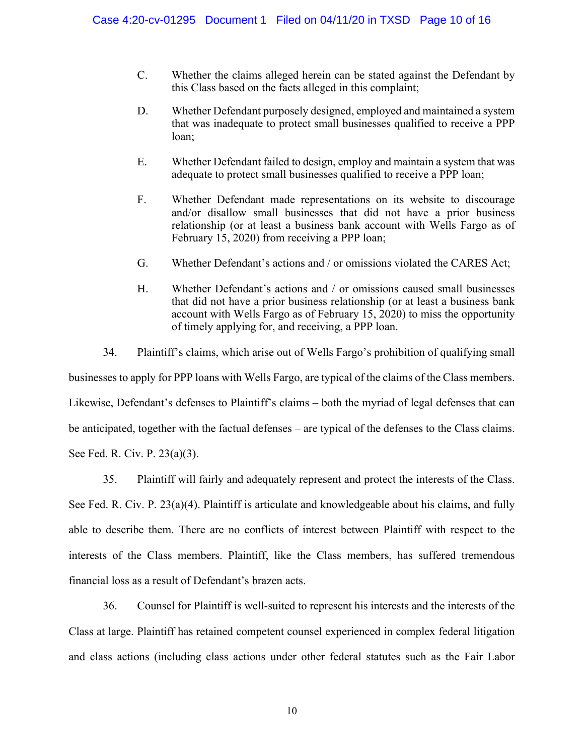C. Whether the claims alleged herein can be stated against the Defendant by this Class based on the facts alleged in this complaint;

D. Whether Defendant purposely designed, employed and maintained a system that was inadequate to protect small businesses qualified to receive a PPP loan;

E. Whether Defendant failed to design, employ and maintain a system that was adequate to protect small businesses qualified to receive a PPP loan;

F. Whether Defendant made representations on its website to discourage and/or disallow small businesses that did not have a prior business relationship (or at least a business bank account with Wells Fargo as of February 15, 2020) from receiving a PPP loan;

G. Whether Defendant's actions and / or omissions violated the CARES Act;

H. Whether Defendant's actions and / or omissions caused small businesses that did not have a prior business relationship (or at least a business bank account with Wells Fargo as of February 15, 2020) to miss the opportunity of timely applying for, and receiving, a PPP loan.

34. Plaintiff's claims, which arise out of Wells Fargo's prohibition of qualifying small businesses to apply for PPP loans with Wells Fargo, are typical of the claims of the Class members. Likewise, Defendant's defenses to Plaintiff's claims – both the myriad of legal defenses that can be anticipated, together with the factual defenses – are typical of the defenses to the Class claims. See Fed. R. Civ. P. 23(a)(3).

35. Plaintiff will fairly and adequately represent and protect the interests of the Class. See Fed. R. Civ. P. 23(a)(4). Plaintiff is articulate and knowledgeable about his claims, and fully able to describe them. There are no conflicts of interest between Plaintiff with respect to the interests of the Class members. Plaintiff, like the Class members, has suffered tremendous financial loss as a result of Defendant's brazen acts.

36. Counsel for Plaintiff is well-suited to represent his interests and the interests of the Class at large. Plaintiff has retained competent counsel experienced in complex federal litigation and class actions (including class actions under other federal statutes such as the Fair Labor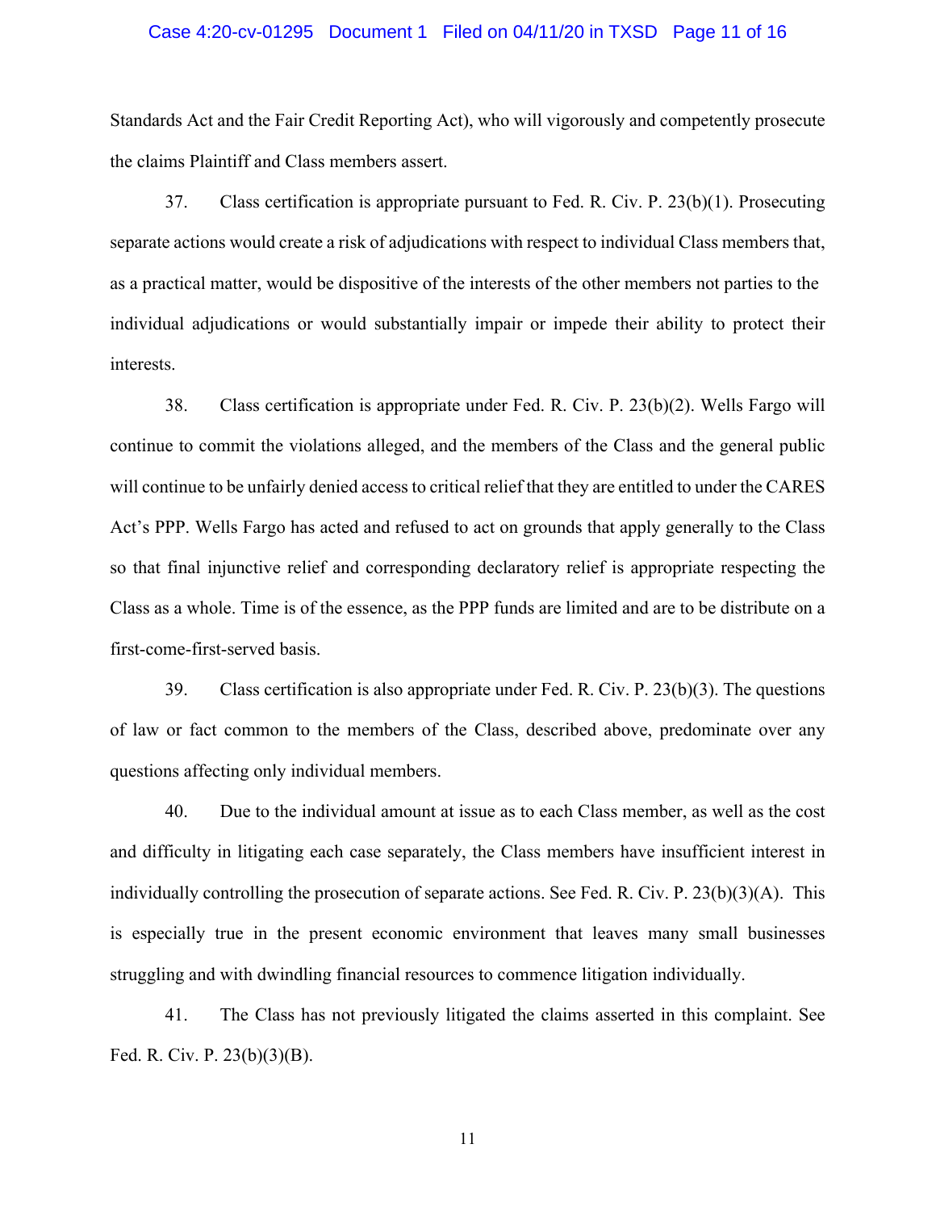Standards Act and the Fair Credit Reporting Act), who will vigorously and competently prosecute the claims Plaintiff and Class members assert.

37. Class certification is appropriate pursuant to Fed. R. Civ. P. 23(b)(1). Prosecuting separate actions would create a risk of adjudications with respect to individual Class members that, as a practical matter, would be dispositive of the interests of the other members not parties to the individual adjudications or would substantially impair or impede their ability to protect their interests.

38. Class certification is appropriate under Fed. R. Civ. P. 23(b)(2). Wells Fargo will continue to commit the violations alleged, and the members of the Class and the general public will continue to be unfairly denied access to critical relief that they are entitled to under the CARES Act's PPP. Wells Fargo has acted and refused to act on grounds that apply generally to the Class so that final injunctive relief and corresponding declaratory relief is appropriate respecting the Class as a whole. Time is of the essence, as the PPP funds are limited and are to be distribute on a first-come-first-served basis.

39. Class certification is also appropriate under Fed. R. Civ. P. 23(b)(3). The questions of law or fact common to the members of the Class, described above, predominate over any questions affecting only individual members.

40. Due to the individual amount at issue as to each Class member, as well as the cost and difficulty in litigating each case separately, the Class members have insufficient interest in individually controlling the prosecution of separate actions. See Fed. R. Civ. P. 23(b)(3)(A). This is especially true in the present economic environment that leaves many small businesses struggling and with dwindling financial resources to commence litigation individually.

41. The Class has not previously litigated the claims asserted in this complaint. See Fed. R. Civ. P. 23(b)(3)(B).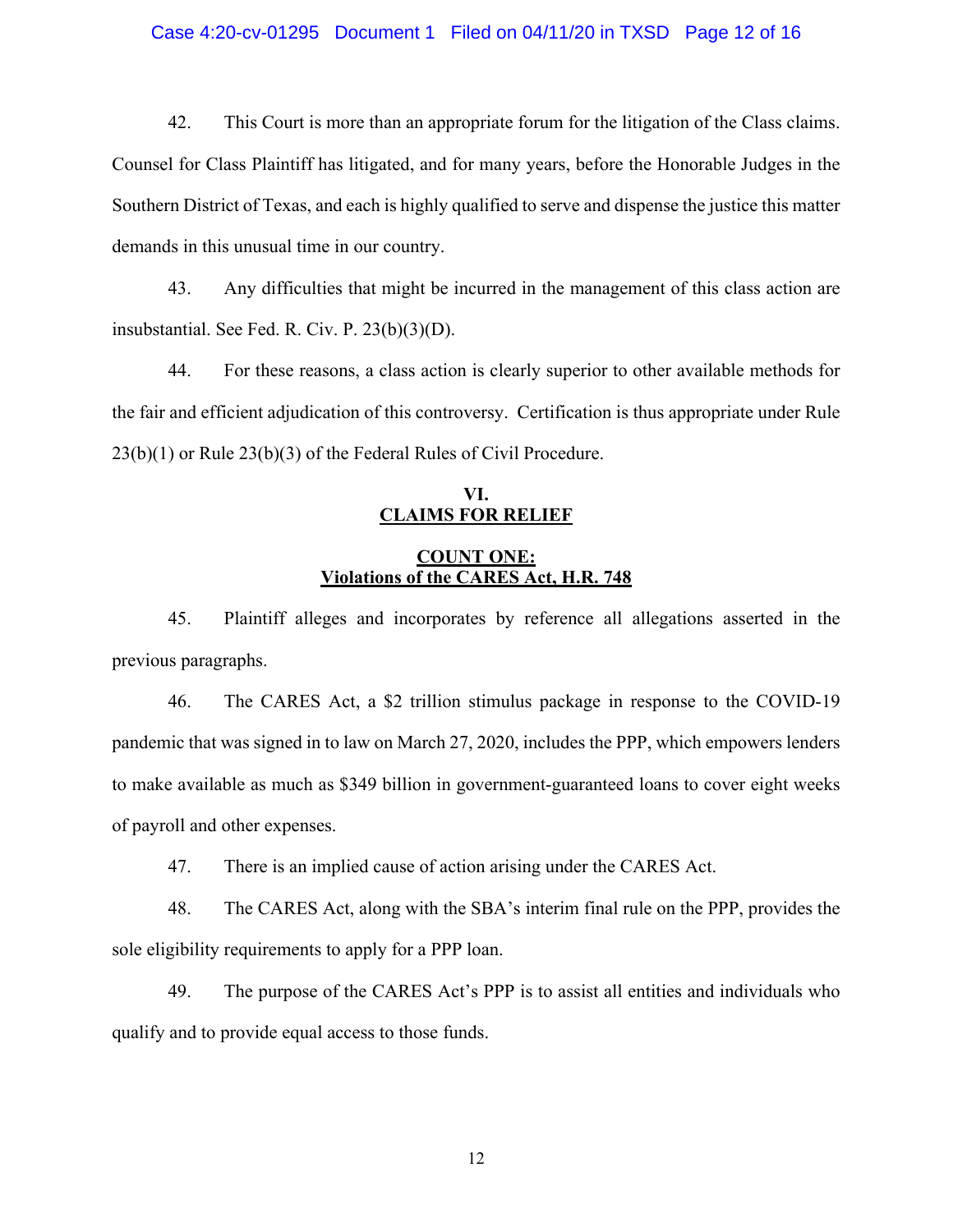42. This Court is more than an appropriate forum for the litigation of the Class claims. Counsel for Class Plaintiff has litigated, and for many years, before the Honorable Judges in the Southern District of Texas, and each is highly qualified to serve and dispense the justice this matter demands in this unusual time in our country.

43. Any difficulties that might be incurred in the management of this class action are insubstantial. See Fed. R. Civ. P. 23(b)(3)(D).

44. For these reasons, a class action is clearly superior to other available methods for the fair and efficient adjudication of this controversy. Certification is thus appropriate under Rule 23(b)(1) or Rule 23(b)(3) of the Federal Rules of Civil Procedure.

## VI.
## CLAIMS FOR RELIEF

### COUNT ONE:
### Violations of the CARES Act, H.R. 748

45. Plaintiff alleges and incorporates by reference all allegations asserted in the previous paragraphs.

46. The CARES Act, a $2 trillion stimulus package in response to the COVID-19 pandemic that was signed in to law on March 27, 2020, includes the PPP, which empowers lenders to make available as much as $349 billion in government-guaranteed loans to cover eight weeks of payroll and other expenses.

47. There is an implied cause of action arising under the CARES Act.

48. The CARES Act, along with the SBA's interim final rule on the PPP, provides the sole eligibility requirements to apply for a PPP loan.

49. The purpose of the CARES Act's PPP is to assist all entities and individuals who qualify and to provide equal access to those funds.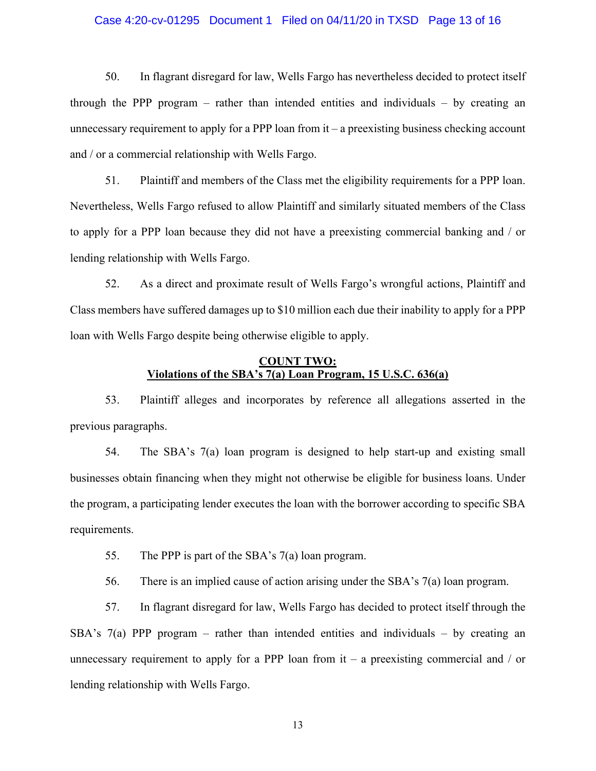50. In flagrant disregard for law, Wells Fargo has nevertheless decided to protect itself through the PPP program – rather than intended entities and individuals – by creating an unnecessary requirement to apply for a PPP loan from it – a preexisting business checking account and / or a commercial relationship with Wells Fargo.

51. Plaintiff and members of the Class met the eligibility requirements for a PPP loan. Nevertheless, Wells Fargo refused to allow Plaintiff and similarly situated members of the Class to apply for a PPP loan because they did not have a preexisting commercial banking and / or lending relationship with Wells Fargo.

52. As a direct and proximate result of Wells Fargo's wrongful actions, Plaintiff and Class members have suffered damages up to $10 million each due their inability to apply for a PPP loan with Wells Fargo despite being otherwise eligible to apply.

**COUNT TWO:**
**Violations of the SBA's 7(a) Loan Program, 15 U.S.C. 636(a)**

53. Plaintiff alleges and incorporates by reference all allegations asserted in the previous paragraphs.

54. The SBA's 7(a) loan program is designed to help start-up and existing small businesses obtain financing when they might not otherwise be eligible for business loans. Under the program, a participating lender executes the loan with the borrower according to specific SBA requirements.

55. The PPP is part of the SBA's 7(a) loan program.

56. There is an implied cause of action arising under the SBA's 7(a) loan program.

57. In flagrant disregard for law, Wells Fargo has decided to protect itself through the SBA's 7(a) PPP program – rather than intended entities and individuals – by creating an unnecessary requirement to apply for a PPP loan from it – a preexisting commercial and / or lending relationship with Wells Fargo.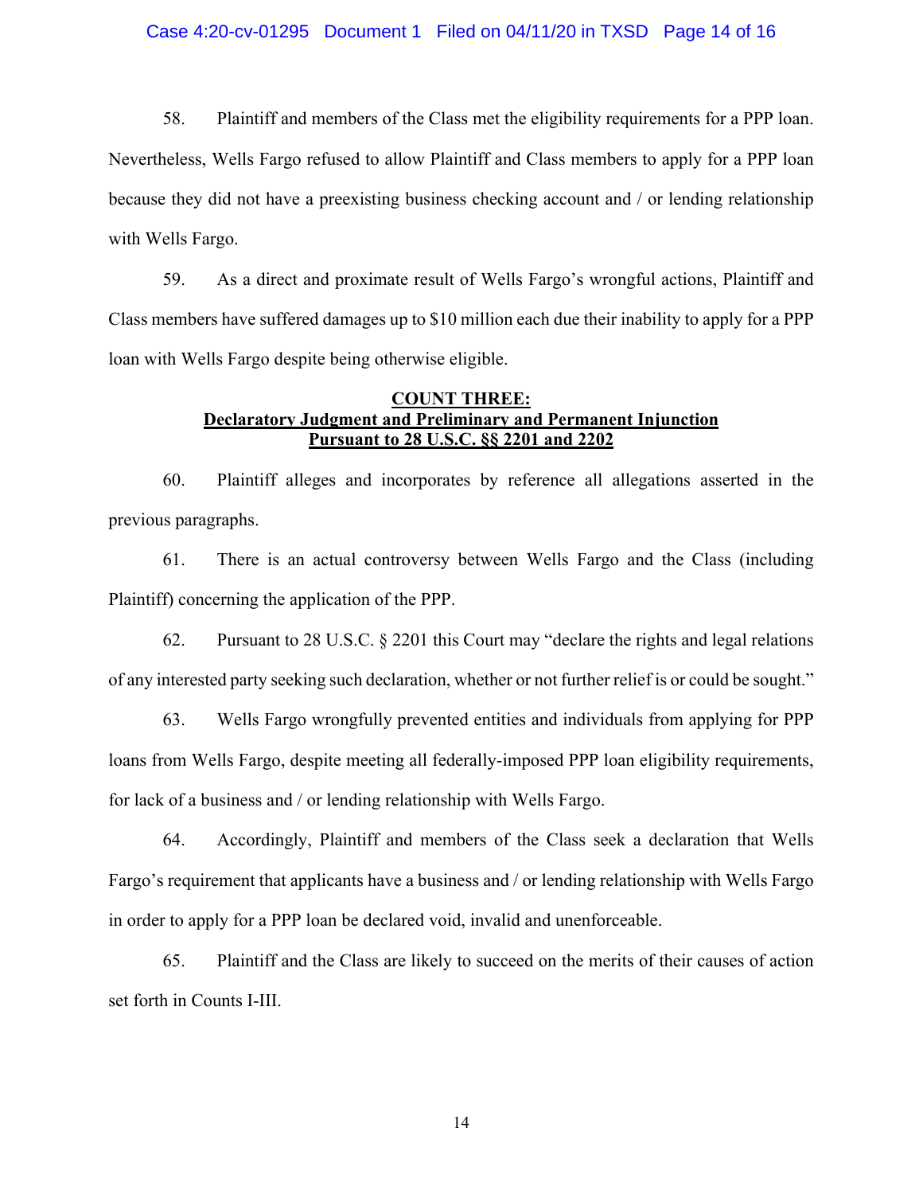58. Plaintiff and members of the Class met the eligibility requirements for a PPP loan. Nevertheless, Wells Fargo refused to allow Plaintiff and Class members to apply for a PPP loan because they did not have a preexisting business checking account and / or lending relationship with Wells Fargo.

59. As a direct and proximate result of Wells Fargo's wrongful actions, Plaintiff and Class members have suffered damages up to $10 million each due their inability to apply for a PPP loan with Wells Fargo despite being otherwise eligible.

**COUNT THREE:**
**Declaratory Judgment and Preliminary and Permanent Injunction**
**Pursuant to 28 U.S.C. §§ 2201 and 2202**

60. Plaintiff alleges and incorporates by reference all allegations asserted in the previous paragraphs.

61. There is an actual controversy between Wells Fargo and the Class (including Plaintiff) concerning the application of the PPP.

62. Pursuant to 28 U.S.C. § 2201 this Court may "declare the rights and legal relations of any interested party seeking such declaration, whether or not further relief is or could be sought."

63. Wells Fargo wrongfully prevented entities and individuals from applying for PPP loans from Wells Fargo, despite meeting all federally-imposed PPP loan eligibility requirements, for lack of a business and / or lending relationship with Wells Fargo.

64. Accordingly, Plaintiff and members of the Class seek a declaration that Wells Fargo's requirement that applicants have a business and / or lending relationship with Wells Fargo in order to apply for a PPP loan be declared void, invalid and unenforceable.

65. Plaintiff and the Class are likely to succeed on the merits of their causes of action set forth in Counts I-III.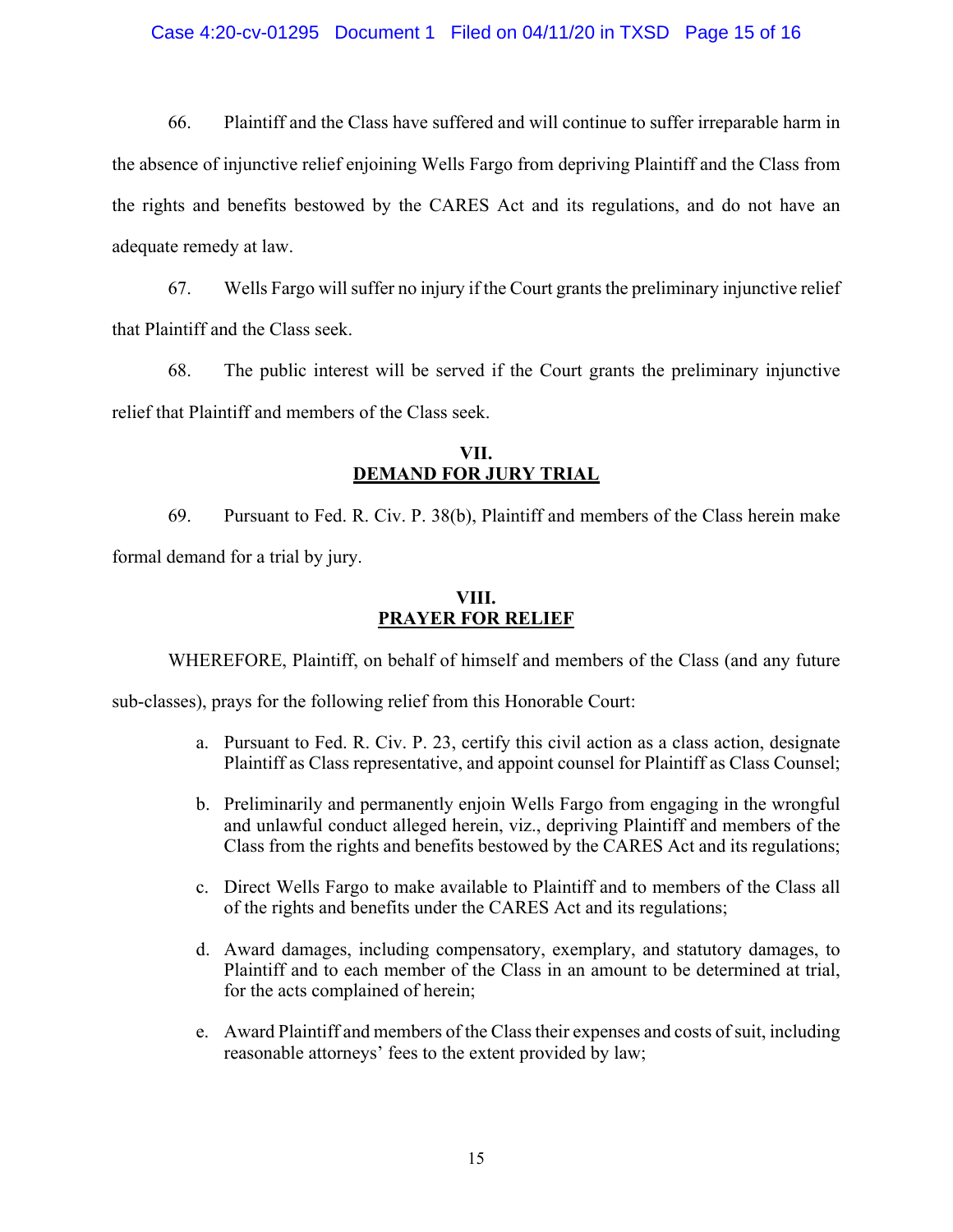66. Plaintiff and the Class have suffered and will continue to suffer irreparable harm in the absence of injunctive relief enjoining Wells Fargo from depriving Plaintiff and the Class from the rights and benefits bestowed by the CARES Act and its regulations, and do not have an adequate remedy at law.

67. Wells Fargo will suffer no injury if the Court grants the preliminary injunctive relief that Plaintiff and the Class seek.

68. The public interest will be served if the Court grants the preliminary injunctive relief that Plaintiff and members of the Class seek.

## VII.
## DEMAND FOR JURY TRIAL

69. Pursuant to Fed. R. Civ. P. 38(b), Plaintiff and members of the Class herein make formal demand for a trial by jury.

## VIII.
## PRAYER FOR RELIEF

WHEREFORE, Plaintiff, on behalf of himself and members of the Class (and any future sub-classes), prays for the following relief from this Honorable Court:

a. Pursuant to Fed. R. Civ. P. 23, certify this civil action as a class action, designate Plaintiff as Class representative, and appoint counsel for Plaintiff as Class Counsel;

b. Preliminarily and permanently enjoin Wells Fargo from engaging in the wrongful and unlawful conduct alleged herein, viz., depriving Plaintiff and members of the Class from the rights and benefits bestowed by the CARES Act and its regulations;

c. Direct Wells Fargo to make available to Plaintiff and to members of the Class all of the rights and benefits under the CARES Act and its regulations;

d. Award damages, including compensatory, exemplary, and statutory damages, to Plaintiff and to each member of the Class in an amount to be determined at trial, for the acts complained of herein;

e. Award Plaintiff and members of the Class their expenses and costs of suit, including reasonable attorneys' fees to the extent provided by law;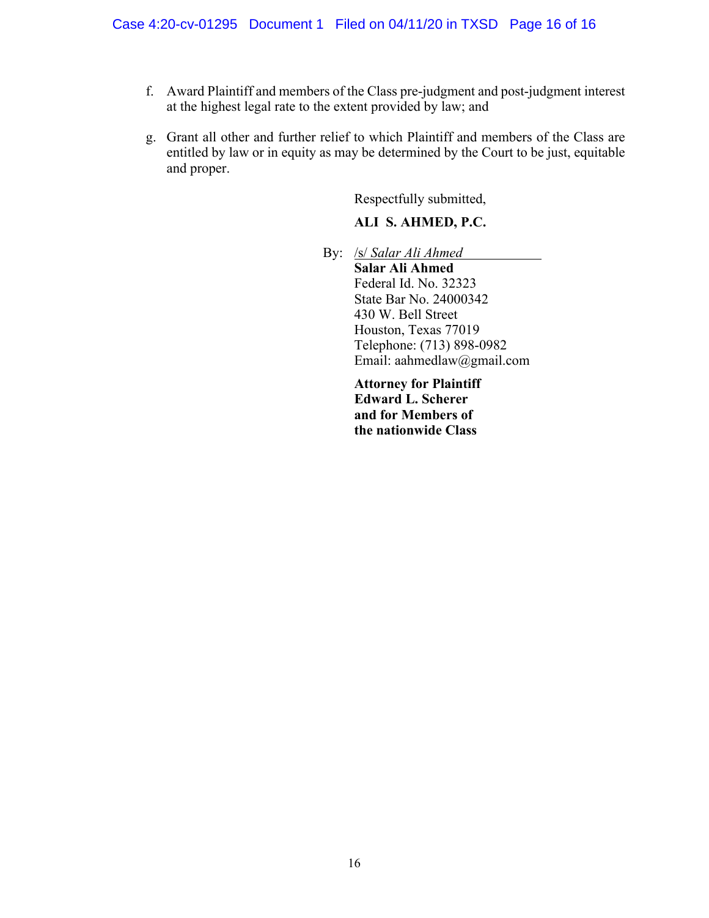f. Award Plaintiff and members of the Class pre-judgment and post-judgment interest at the highest legal rate to the extent provided by law; and

g. Grant all other and further relief to which Plaintiff and members of the Class are entitled by law or in equity as may be determined by the Court to be just, equitable and proper.

Respectfully submitted,

**ALI S. AHMED, P.C.**

By: /s/ *Salar Ali Ahmed*
**Salar Ali Ahmed**
Federal Id. No. 32323
State Bar No. 24000342
430 W. Bell Street
Houston, Texas 77019
Telephone: (713) 898-0982
Email: aahmedlaw@gmail.com

**Attorney for Plaintiff Edward L. Scherer and for Members of the nationwide Class**